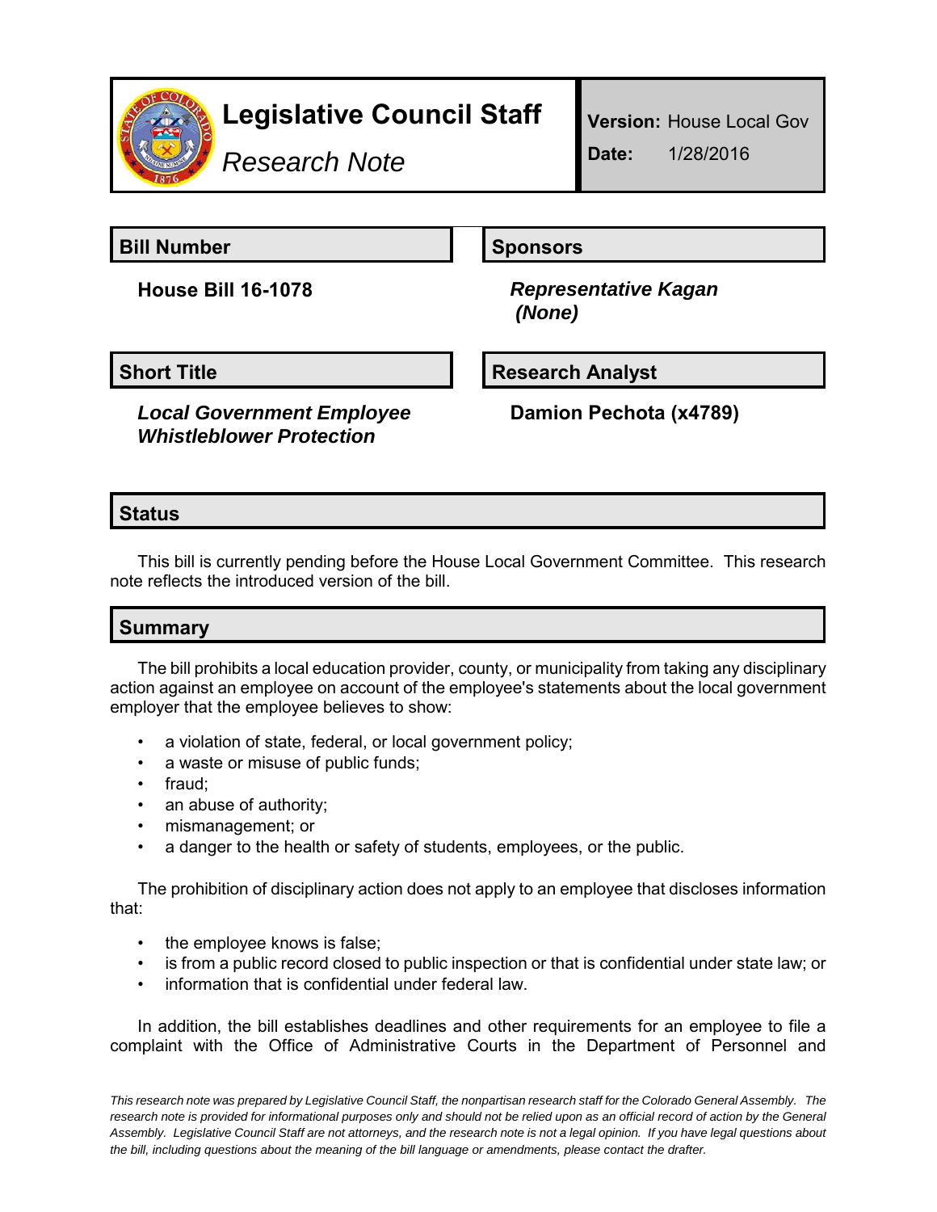# Legislative Council Staff

*Research Note*

**Version:** House Local Gov

**Date:** 1/28/2016

## Bill Number

**House Bill 16-1078**

## Sponsors

***Representative Kagan***
***(None)***

## Short Title

***Local Government Employee Whistleblower Protection***

## Research Analyst

**Damion Pechota (x4789)**

## Status

This bill is currently pending before the House Local Government Committee. This research note reflects the introduced version of the bill.

## Summary

The bill prohibits a local education provider, county, or municipality from taking any disciplinary action against an employee on account of the employee's statements about the local government employer that the employee believes to show:

- a violation of state, federal, or local government policy;
- a waste or misuse of public funds;
- fraud;
- an abuse of authority;
- mismanagement; or
- a danger to the health or safety of students, employees, or the public.

The prohibition of disciplinary action does not apply to an employee that discloses information that:

- the employee knows is false;
- is from a public record closed to public inspection or that is confidential under state law; or
- information that is confidential under federal law.

In addition, the bill establishes deadlines and other requirements for an employee to file a complaint with the Office of Administrative Courts in the Department of Personnel and

*This research note was prepared by Legislative Council Staff, the nonpartisan research staff for the Colorado General Assembly. The research note is provided for informational purposes only and should not be relied upon as an official record of action by the General Assembly. Legislative Council Staff are not attorneys, and the research note is not a legal opinion. If you have legal questions about the bill, including questions about the meaning of the bill language or amendments, please contact the drafter.*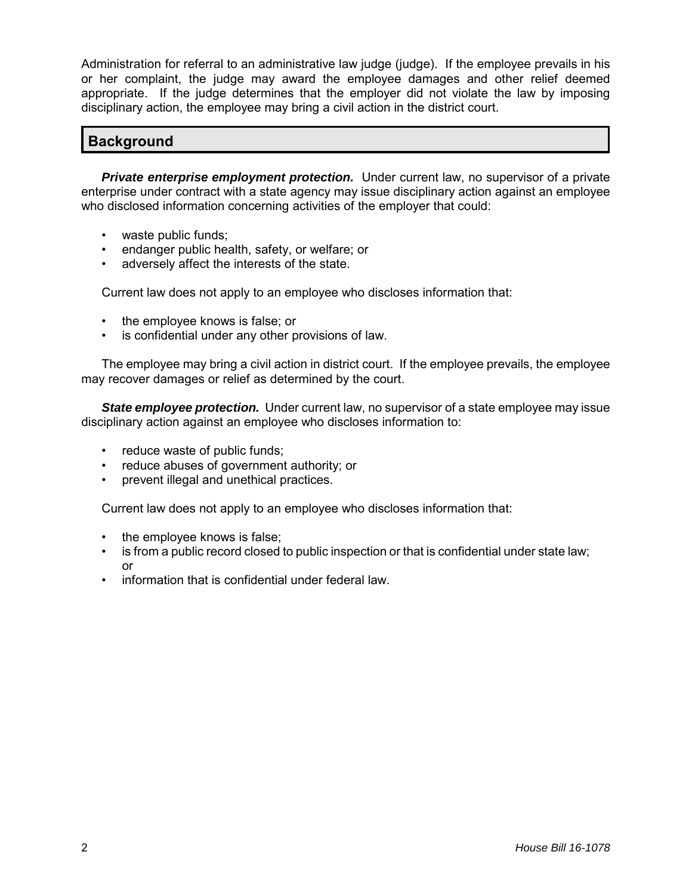Administration for referral to an administrative law judge (judge). If the employee prevails in his or her complaint, the judge may award the employee damages and other relief deemed appropriate. If the judge determines that the employer did not violate the law by imposing disciplinary action, the employee may bring a civil action in the district court.

## Background

***Private enterprise employment protection.*** Under current law, no supervisor of a private enterprise under contract with a state agency may issue disciplinary action against an employee who disclosed information concerning activities of the employer that could:

- waste public funds;
- endanger public health, safety, or welfare; or
- adversely affect the interests of the state.

Current law does not apply to an employee who discloses information that:

- the employee knows is false; or
- is confidential under any other provisions of law.

The employee may bring a civil action in district court. If the employee prevails, the employee may recover damages or relief as determined by the court.

***State employee protection.*** Under current law, no supervisor of a state employee may issue disciplinary action against an employee who discloses information to:

- reduce waste of public funds;
- reduce abuses of government authority; or
- prevent illegal and unethical practices.

Current law does not apply to an employee who discloses information that:

- the employee knows is false;
- is from a public record closed to public inspection or that is confidential under state law; or
- information that is confidential under federal law.